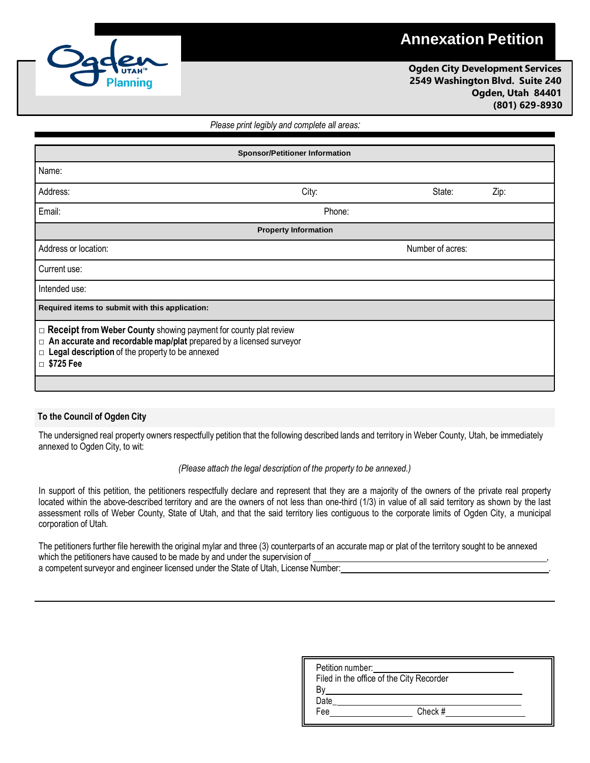# Annexation Petition

**Ogden City Development Services**
**2549 Washington Blvd. Suite 240**
**Ogden, Utah 84401**
**(801) 629-8930**

*Please print legibly and complete all areas:*

| **Sponsor/Petitioner Information** | | | |
|---|---|---|---|
| Name: | | | |
| Address: | City: | State: | Zip: |
| Email: | Phone: | | |
| **Property Information** | | | |
| Address or location: | | Number of acres: | |
| Current use: | | | |
| Intended use: | | | |
| **Required items to submit with this application:** | | | |

- ☐ **Receipt from Weber County** showing payment for county plat review
- ☐ **An accurate and recordable map/plat** prepared by a licensed surveyor
- ☐ **Legal description** of the property to be annexed
- ☐ **$725 Fee**

## To the Council of Ogden City

The undersigned real property owners respectfully petition that the following described lands and territory in Weber County, Utah, be immediately annexed to Ogden City, to wit:

*(Please attach the legal description of the property to be annexed.)*

In support of this petition, the petitioners respectfully declare and represent that they are a majority of the owners of the private real property located within the above-described territory and are the owners of not less than one-third (1/3) in value of all said territory as shown by the last assessment rolls of Weber County, State of Utah, and that the said territory lies contiguous to the corporate limits of Ogden City, a municipal corporation of Utah.

The petitioners further file herewith the original mylar and three (3) counterparts of an accurate map or plat of the territory sought to be annexed which the petitioners have caused to be made by and under the supervision of ______________________________, a competent surveyor and engineer licensed under the State of Utah, License Number: ______________________________.

Petition number: ______________________________
Filed in the office of the City Recorder
By ______________________________
Date ______________________________
Fee ______________ Check # ______________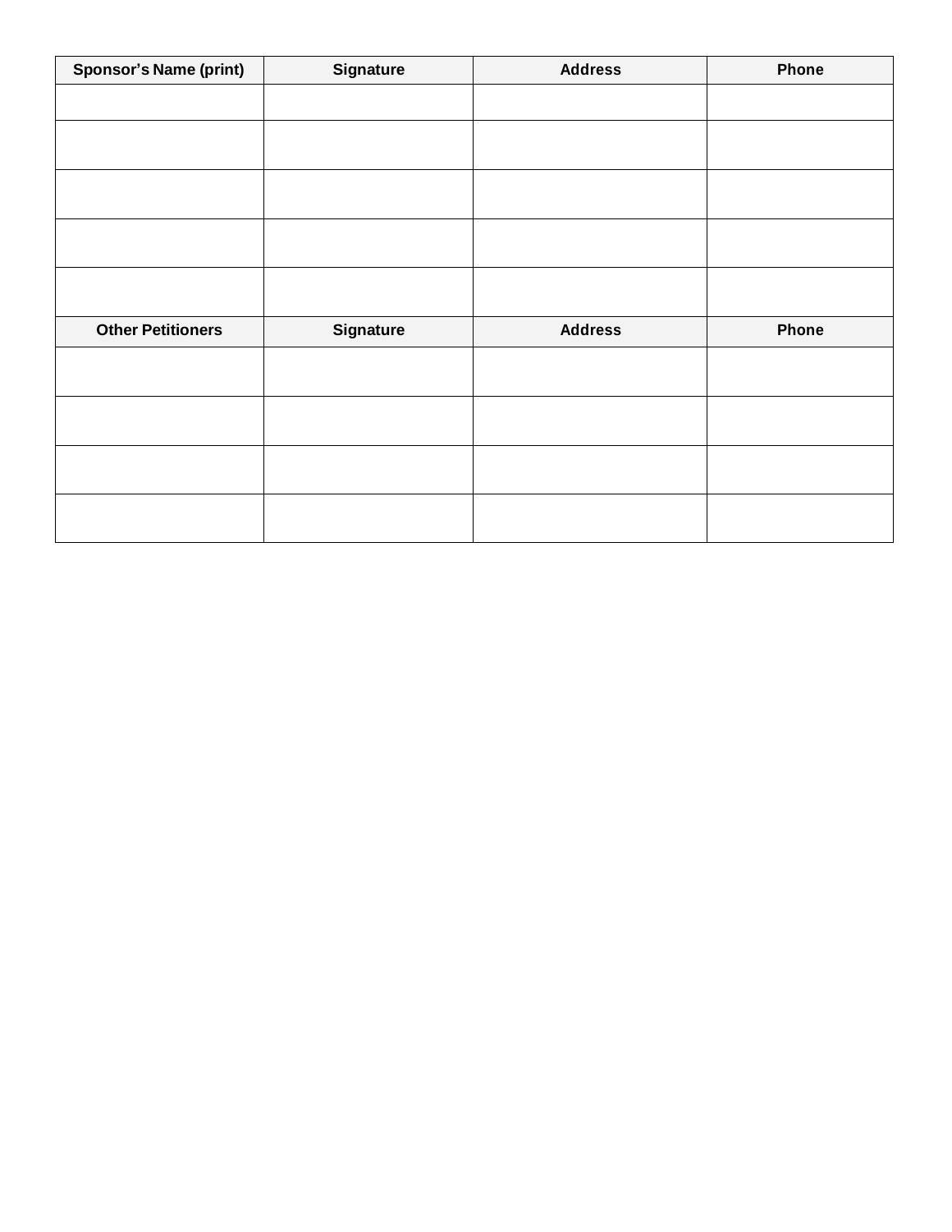| Sponsor’s Name (print) | Signature | Address | Phone |
|---|---|---|---|
| | | | |
| | | | |
| | | | |
| | | | |
| | | | |
| **Other Petitioners** | **Signature** | **Address** | **Phone** |
| | | | |
| | | | |
| | | | |
| | | | |